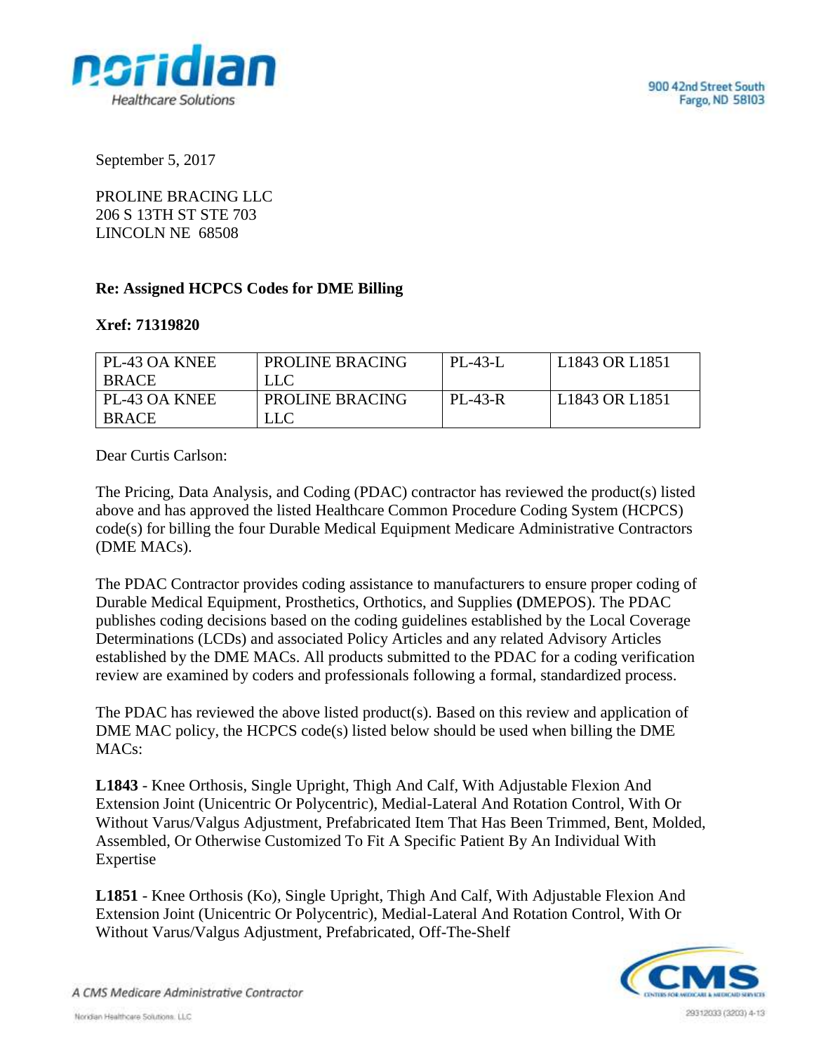900 42nd Street South
Fargo, ND 58103

September 5, 2017

PROLINE BRACING LLC
206 S 13TH ST STE 703
LINCOLN NE 68508

**Re: Assigned HCPCS Codes for DME Billing**

**Xref: 71319820**

| PL-43 OA KNEE BRACE | PROLINE BRACING LLC | PL-43-L | L1843 OR L1851 |
|---|---|---|---|
| PL-43 OA KNEE BRACE | PROLINE BRACING LLC | PL-43-R | L1843 OR L1851 |

Dear Curtis Carlson:

The Pricing, Data Analysis, and Coding (PDAC) contractor has reviewed the product(s) listed above and has approved the listed Healthcare Common Procedure Coding System (HCPCS) code(s) for billing the four Durable Medical Equipment Medicare Administrative Contractors (DME MACs).

The PDAC Contractor provides coding assistance to manufacturers to ensure proper coding of Durable Medical Equipment, Prosthetics, Orthotics, and Supplies **(**DMEPOS). The PDAC publishes coding decisions based on the coding guidelines established by the Local Coverage Determinations (LCDs) and associated Policy Articles and any related Advisory Articles established by the DME MACs. All products submitted to the PDAC for a coding verification review are examined by coders and professionals following a formal, standardized process.

The PDAC has reviewed the above listed product(s). Based on this review and application of DME MAC policy, the HCPCS code(s) listed below should be used when billing the DME MACs:

**L1843** - Knee Orthosis, Single Upright, Thigh And Calf, With Adjustable Flexion And Extension Joint (Unicentric Or Polycentric), Medial-Lateral And Rotation Control, With Or Without Varus/Valgus Adjustment, Prefabricated Item That Has Been Trimmed, Bent, Molded, Assembled, Or Otherwise Customized To Fit A Specific Patient By An Individual With Expertise

**L1851** - Knee Orthosis (Ko), Single Upright, Thigh And Calf, With Adjustable Flexion And Extension Joint (Unicentric Or Polycentric), Medial-Lateral And Rotation Control, With Or Without Varus/Valgus Adjustment, Prefabricated, Off-The-Shelf

*A CMS Medicare Administrative Contractor*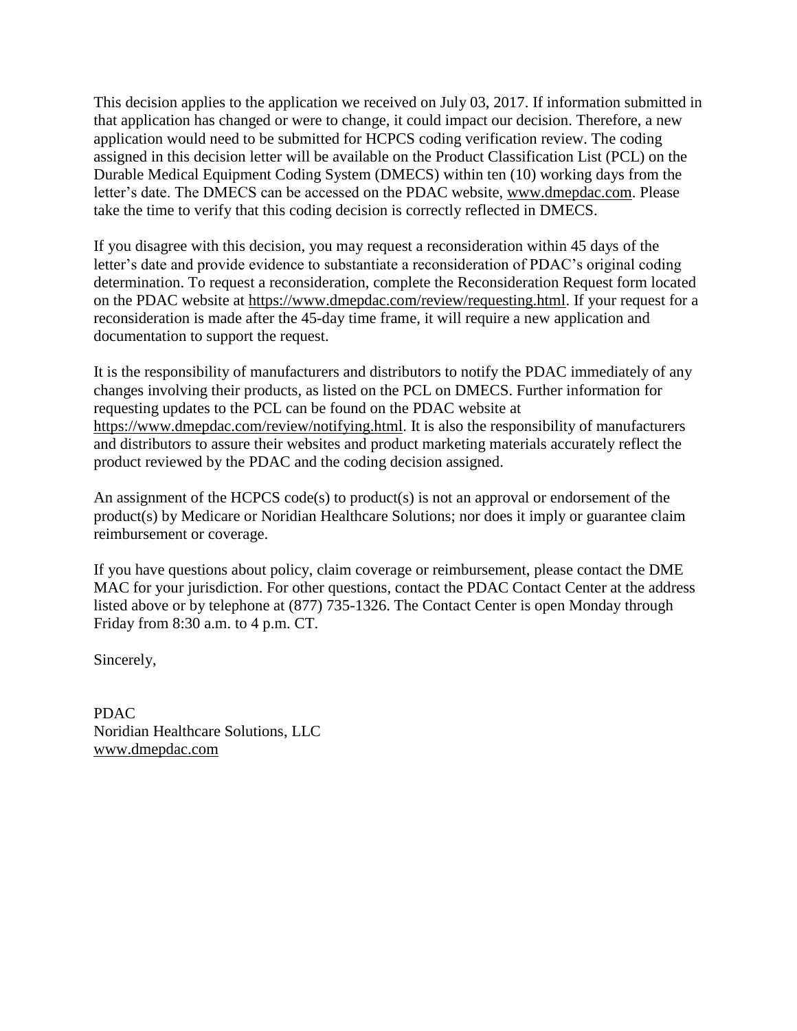This decision applies to the application we received on July 03, 2017. If information submitted in that application has changed or were to change, it could impact our decision. Therefore, a new application would need to be submitted for HCPCS coding verification review. The coding assigned in this decision letter will be available on the Product Classification List (PCL) on the Durable Medical Equipment Coding System (DMECS) within ten (10) working days from the letter's date. The DMECS can be accessed on the PDAC website, www.dmepdac.com. Please take the time to verify that this coding decision is correctly reflected in DMECS.

If you disagree with this decision, you may request a reconsideration within 45 days of the letter's date and provide evidence to substantiate a reconsideration of PDAC's original coding determination. To request a reconsideration, complete the Reconsideration Request form located on the PDAC website at https://www.dmepdac.com/review/requesting.html. If your request for a reconsideration is made after the 45-day time frame, it will require a new application and documentation to support the request.

It is the responsibility of manufacturers and distributors to notify the PDAC immediately of any changes involving their products, as listed on the PCL on DMECS. Further information for requesting updates to the PCL can be found on the PDAC website at https://www.dmepdac.com/review/notifying.html. It is also the responsibility of manufacturers and distributors to assure their websites and product marketing materials accurately reflect the product reviewed by the PDAC and the coding decision assigned.

An assignment of the HCPCS code(s) to product(s) is not an approval or endorsement of the product(s) by Medicare or Noridian Healthcare Solutions; nor does it imply or guarantee claim reimbursement or coverage.

If you have questions about policy, claim coverage or reimbursement, please contact the DME MAC for your jurisdiction. For other questions, contact the PDAC Contact Center at the address listed above or by telephone at (877) 735-1326. The Contact Center is open Monday through Friday from 8:30 a.m. to 4 p.m. CT.

Sincerely,

PDAC
Noridian Healthcare Solutions, LLC
www.dmepdac.com